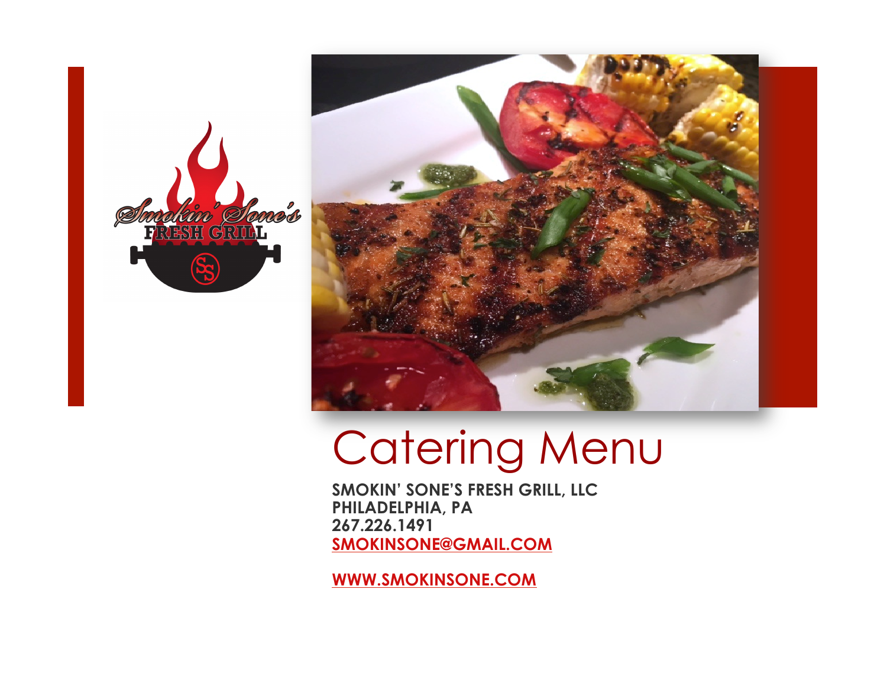# Catering Menu

**SMOKIN' SONE'S FRESH GRILL, LLC**
**PHILADELPHIA, PA**
**267.226.1491**
**SMOKINSONE@GMAIL.COM**

**WWW.SMOKINSONE.COM**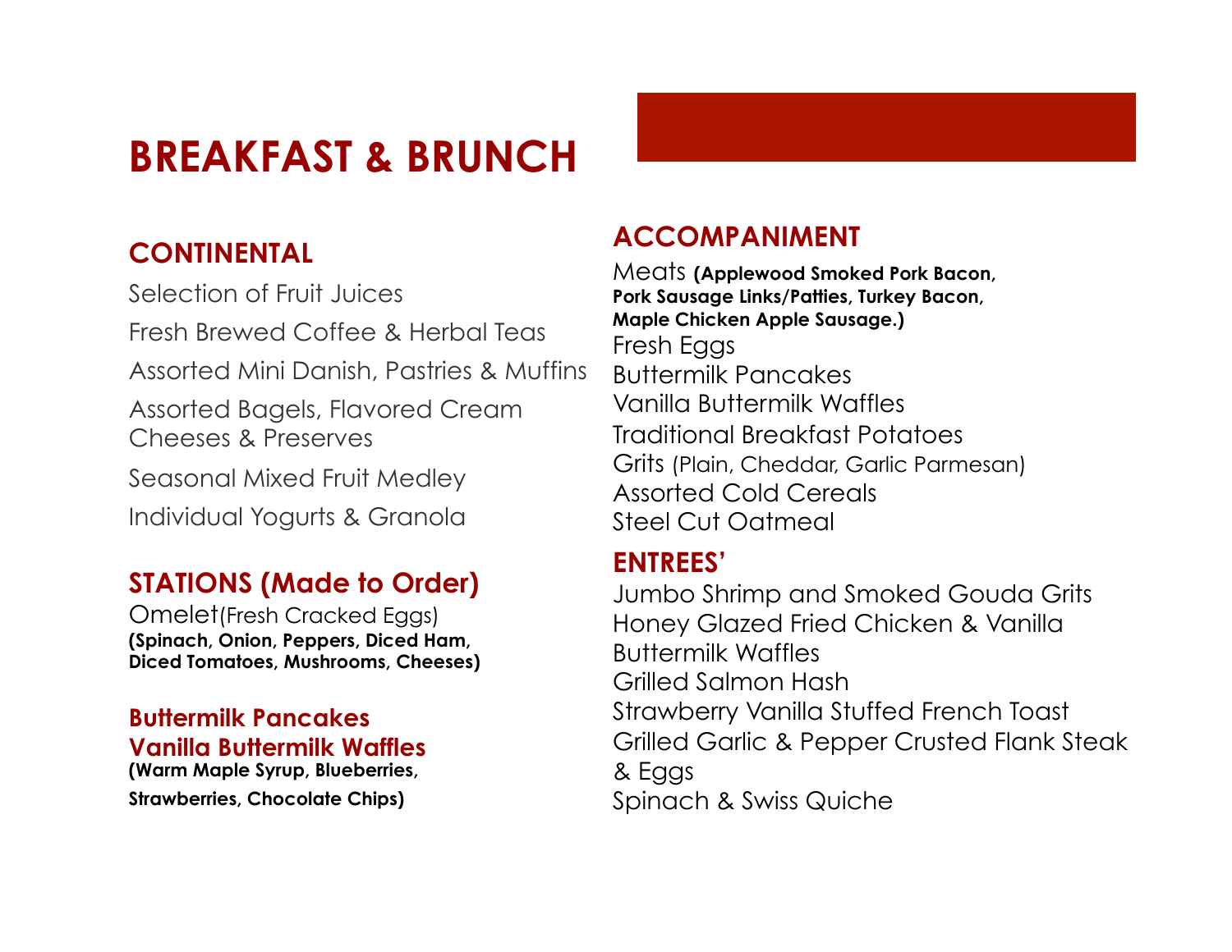# BREAKFAST & BRUNCH

## CONTINENTAL

Selection of Fruit Juices

Fresh Brewed Coffee & Herbal Teas

Assorted Mini Danish, Pastries & Muffins

Assorted Bagels, Flavored Cream Cheeses & Preserves

Seasonal Mixed Fruit Medley

Individual Yogurts & Granola

## STATIONS (Made to Order)

Omelet(Fresh Cracked Eggs)
**(Spinach, Onion, Peppers, Diced Ham, Diced Tomatoes, Mushrooms, Cheeses)**

**Buttermilk Pancakes**
**Vanilla Buttermilk Waffles**
**(Warm Maple Syrup, Blueberries, Strawberries, Chocolate Chips)**

## ACCOMPANIMENT

Meats **(Applewood Smoked Pork Bacon, Pork Sausage Links/Patties, Turkey Bacon, Maple Chicken Apple Sausage.)**
Fresh Eggs
Buttermilk Pancakes
Vanilla Buttermilk Waffles
Traditional Breakfast Potatoes
Grits (Plain, Cheddar, Garlic Parmesan)
Assorted Cold Cereals
Steel Cut Oatmeal

## ENTREES'

Jumbo Shrimp and Smoked Gouda Grits
Honey Glazed Fried Chicken & Vanilla Buttermilk Waffles
Grilled Salmon Hash
Strawberry Vanilla Stuffed French Toast
Grilled Garlic & Pepper Crusted Flank Steak & Eggs
Spinach & Swiss Quiche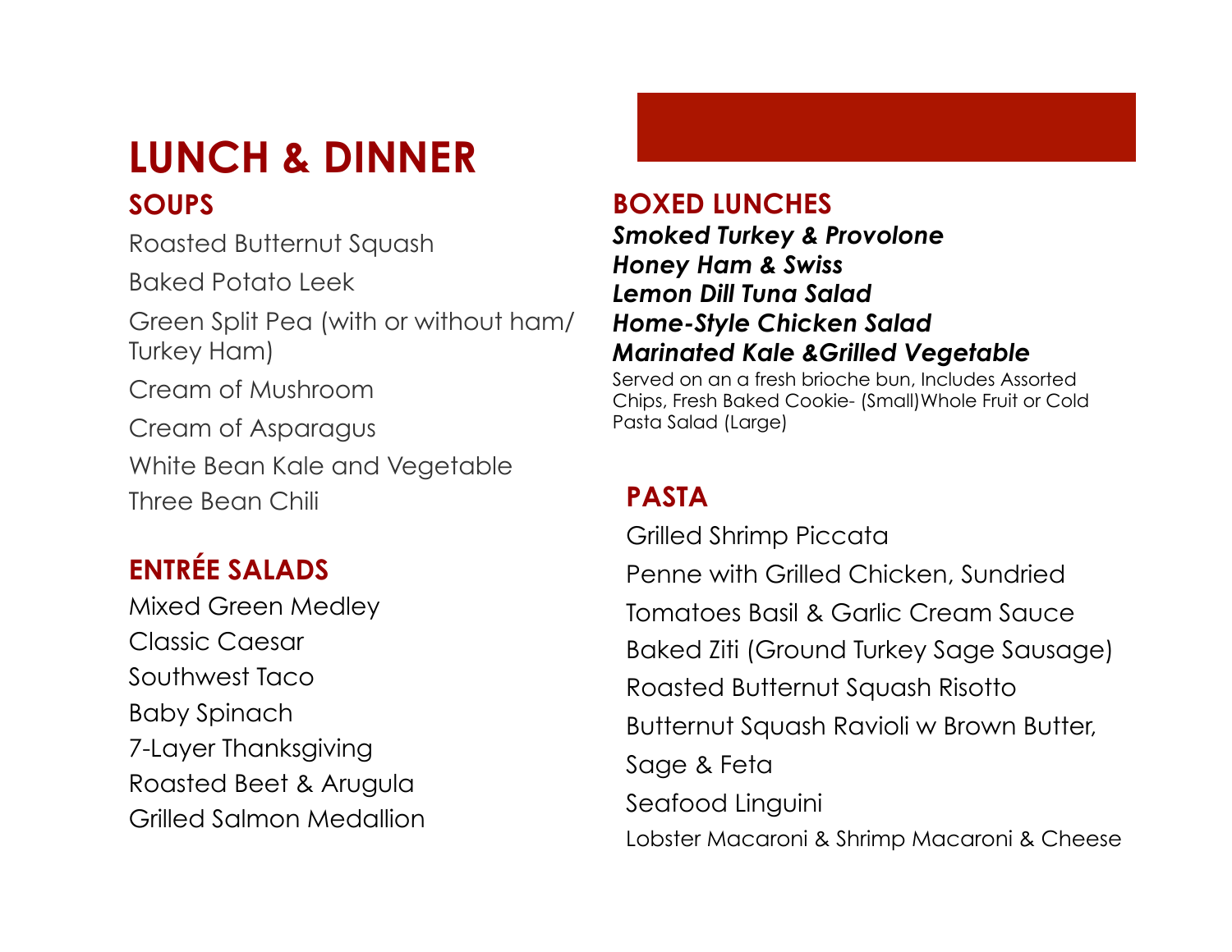# LUNCH & DINNER

## SOUPS

Roasted Butternut Squash

Baked Potato Leek

Green Split Pea (with or without ham/ Turkey Ham)

Cream of Mushroom

Cream of Asparagus

White Bean Kale and Vegetable

Three Bean Chili

## ENTRÉE SALADS

Mixed Green Medley

Classic Caesar

Southwest Taco

Baby Spinach

7-Layer Thanksgiving

Roasted Beet & Arugula

Grilled Salmon Medallion

## BOXED LUNCHES

***Smoked Turkey & Provolone***
***Honey Ham & Swiss***
***Lemon Dill Tuna Salad***
***Home-Style Chicken Salad***
***Marinated Kale &Grilled Vegetable***

Served on an a fresh brioche bun, Includes Assorted Chips, Fresh Baked Cookie- (Small)Whole Fruit or Cold Pasta Salad (Large)

## PASTA

Grilled Shrimp Piccata

Penne with Grilled Chicken, Sundried Tomatoes Basil & Garlic Cream Sauce

Baked Ziti (Ground Turkey Sage Sausage)

Roasted Butternut Squash Risotto

Butternut Squash Ravioli w Brown Butter, Sage & Feta

Seafood Linguini

Lobster Macaroni & Shrimp Macaroni & Cheese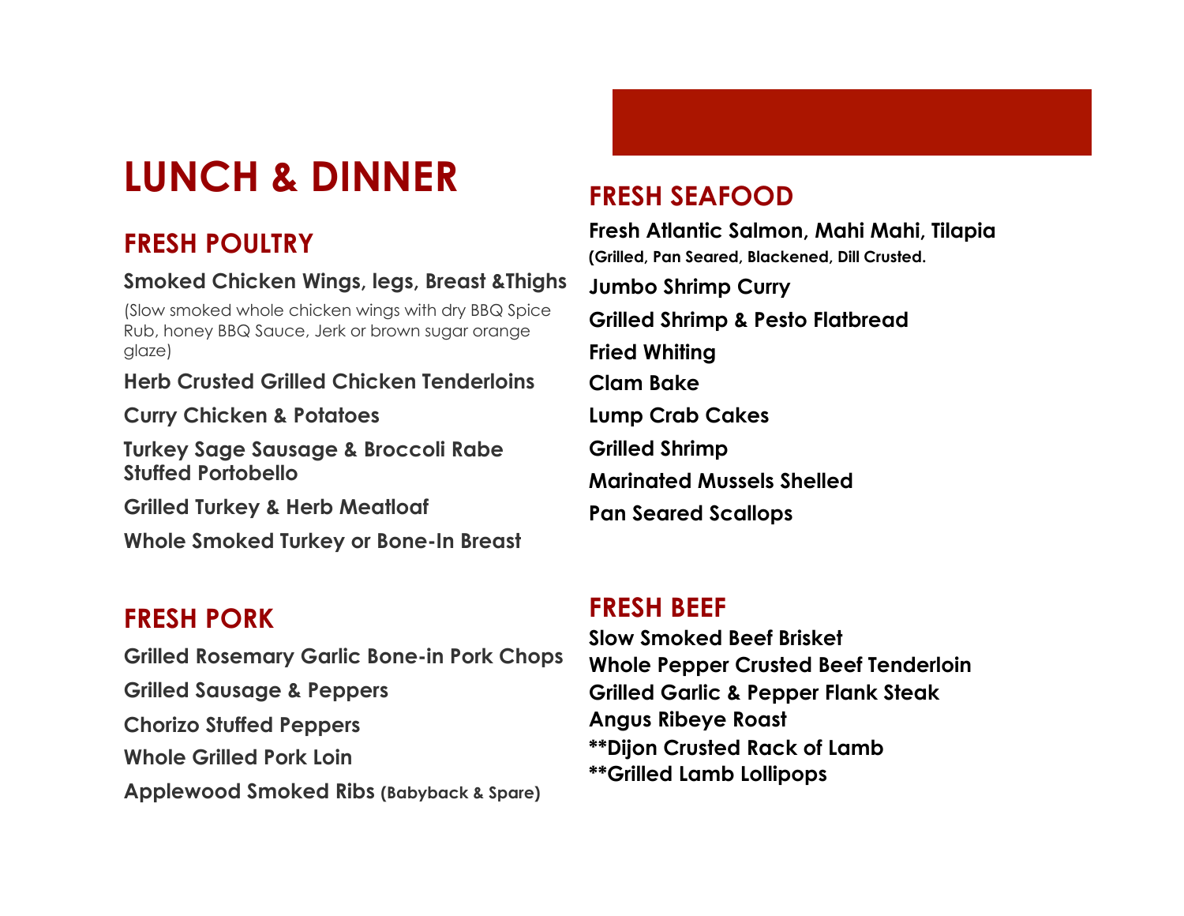# LUNCH & DINNER

## FRESH POULTRY

**Smoked Chicken Wings, legs, Breast &Thighs**

(Slow smoked whole chicken wings with dry BBQ Spice Rub, honey BBQ Sauce, Jerk or brown sugar orange glaze)

**Herb Crusted Grilled Chicken Tenderloins**

**Curry Chicken & Potatoes**

**Turkey Sage Sausage & Broccoli Rabe Stuffed Portobello**

**Grilled Turkey & Herb Meatloaf**

**Whole Smoked Turkey or Bone-In Breast**

## FRESH PORK

**Grilled Rosemary Garlic Bone-in Pork Chops**

**Grilled Sausage & Peppers**

**Chorizo Stuffed Peppers**

**Whole Grilled Pork Loin**

**Applewood Smoked Ribs (Babyback & Spare)**

## FRESH SEAFOOD

**Fresh Atlantic Salmon, Mahi Mahi, Tilapia**
**(Grilled, Pan Seared, Blackened, Dill Crusted.**

**Jumbo Shrimp Curry**

**Grilled Shrimp & Pesto Flatbread**

**Fried Whiting**

**Clam Bake**

**Lump Crab Cakes**

**Grilled Shrimp**

**Marinated Mussels Shelled**

**Pan Seared Scallops**

## FRESH BEEF

**Slow Smoked Beef Brisket**
**Whole Pepper Crusted Beef Tenderloin**
**Grilled Garlic & Pepper Flank Steak**
**Angus Ribeye Roast**
**\*\*Dijon Crusted Rack of Lamb**
**\*\*Grilled Lamb Lollipops**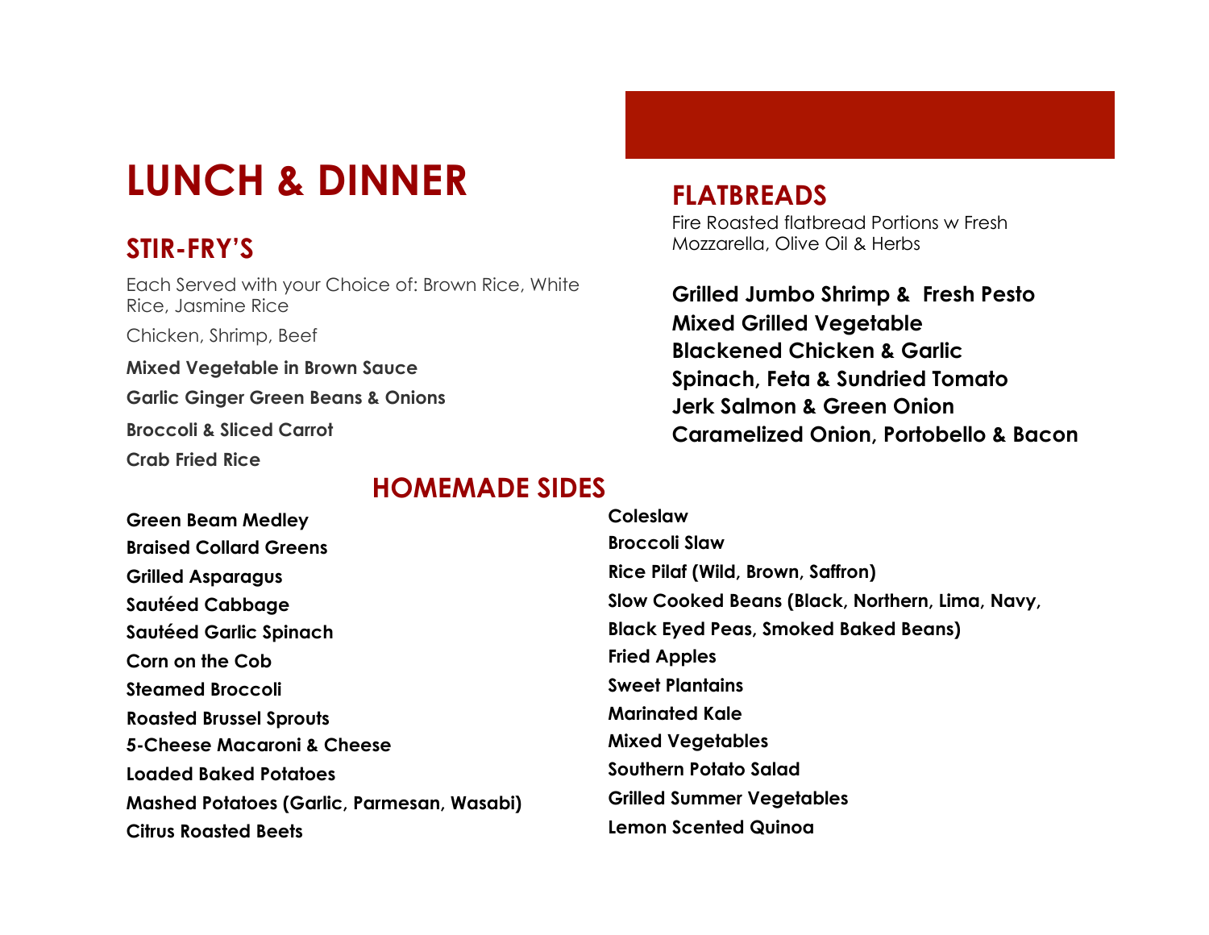# LUNCH & DINNER

## STIR-FRY'S

Each Served with your Choice of: Brown Rice, White Rice, Jasmine Rice

Chicken, Shrimp, Beef

**Mixed Vegetable in Brown Sauce**

**Garlic Ginger Green Beans & Onions**

**Broccoli & Sliced Carrot**

**Crab Fried Rice**

## FLATBREADS

Fire Roasted flatbread Portions w Fresh Mozzarella, Olive Oil & Herbs

**Grilled Jumbo Shrimp & Fresh Pesto**
**Mixed Grilled Vegetable**
**Blackened Chicken & Garlic**
**Spinach, Feta & Sundried Tomato**
**Jerk Salmon & Green Onion**
**Caramelized Onion, Portobello & Bacon**

## HOMEMADE SIDES

**Green Beam Medley**

**Braised Collard Greens**

**Grilled Asparagus**

**Sautéed Cabbage**

**Sautéed Garlic Spinach**

**Corn on the Cob**

**Steamed Broccoli**

**Roasted Brussel Sprouts**

**5-Cheese Macaroni & Cheese**

**Loaded Baked Potatoes**

**Mashed Potatoes (Garlic, Parmesan, Wasabi)**

**Citrus Roasted Beets**

**Coleslaw**

**Broccoli Slaw**

**Rice Pilaf (Wild, Brown, Saffron)**

**Slow Cooked Beans (Black, Northern, Lima, Navy, Black Eyed Peas, Smoked Baked Beans)**

**Fried Apples**

**Sweet Plantains**

**Marinated Kale**

**Mixed Vegetables**

**Southern Potato Salad**

**Grilled Summer Vegetables**

**Lemon Scented Quinoa**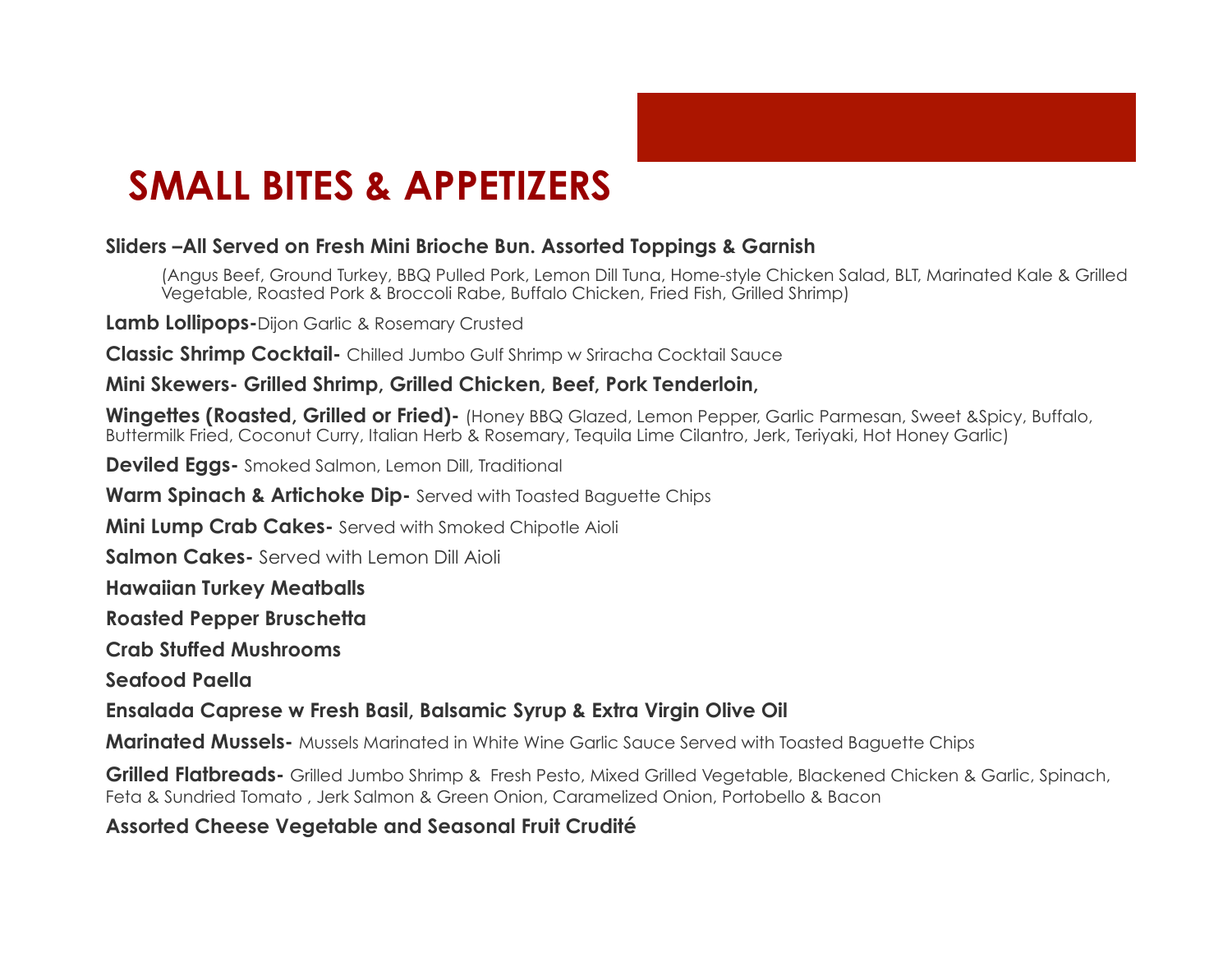# SMALL BITES & APPETIZERS

**Sliders –All Served on Fresh Mini Brioche Bun. Assorted Toppings & Garnish**

(Angus Beef, Ground Turkey, BBQ Pulled Pork, Lemon Dill Tuna, Home-style Chicken Salad, BLT, Marinated Kale & Grilled Vegetable, Roasted Pork & Broccoli Rabe, Buffalo Chicken, Fried Fish, Grilled Shrimp)

**Lamb Lollipops-**Dijon Garlic & Rosemary Crusted

**Classic Shrimp Cocktail-** Chilled Jumbo Gulf Shrimp w Sriracha Cocktail Sauce

**Mini Skewers- Grilled Shrimp, Grilled Chicken, Beef, Pork Tenderloin,**

**Wingettes (Roasted, Grilled or Fried)-** (Honey BBQ Glazed, Lemon Pepper, Garlic Parmesan, Sweet &Spicy, Buffalo, Buttermilk Fried, Coconut Curry, Italian Herb & Rosemary, Tequila Lime Cilantro, Jerk, Teriyaki, Hot Honey Garlic)

**Deviled Eggs-** Smoked Salmon, Lemon Dill, Traditional

**Warm Spinach & Artichoke Dip-** Served with Toasted Baguette Chips

**Mini Lump Crab Cakes-** Served with Smoked Chipotle Aioli

**Salmon Cakes-** Served with Lemon Dill Aioli

**Hawaiian Turkey Meatballs**

**Roasted Pepper Bruschetta**

**Crab Stuffed Mushrooms**

**Seafood Paella**

**Ensalada Caprese w Fresh Basil, Balsamic Syrup & Extra Virgin Olive Oil**

**Marinated Mussels-** Mussels Marinated in White Wine Garlic Sauce Served with Toasted Baguette Chips

**Grilled Flatbreads-** Grilled Jumbo Shrimp & Fresh Pesto, Mixed Grilled Vegetable, Blackened Chicken & Garlic, Spinach, Feta & Sundried Tomato , Jerk Salmon & Green Onion, Caramelized Onion, Portobello & Bacon

**Assorted Cheese Vegetable and Seasonal Fruit Crudité**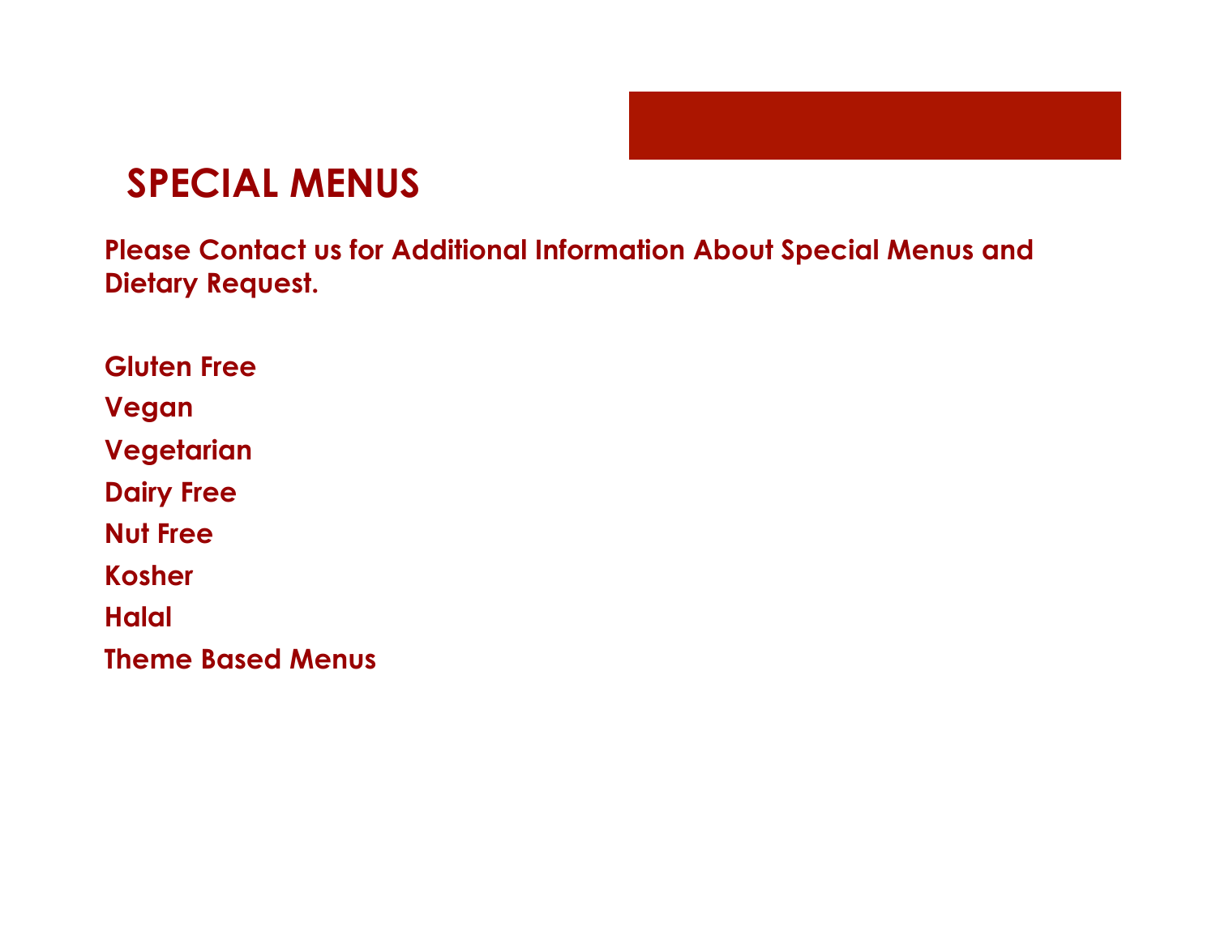# SPECIAL MENUS

**Please Contact us for Additional Information About Special Menus and Dietary Request.**

**Gluten Free**

**Vegan**

**Vegetarian**

**Dairy Free**

**Nut Free**

**Kosher**

**Halal**

**Theme Based Menus**